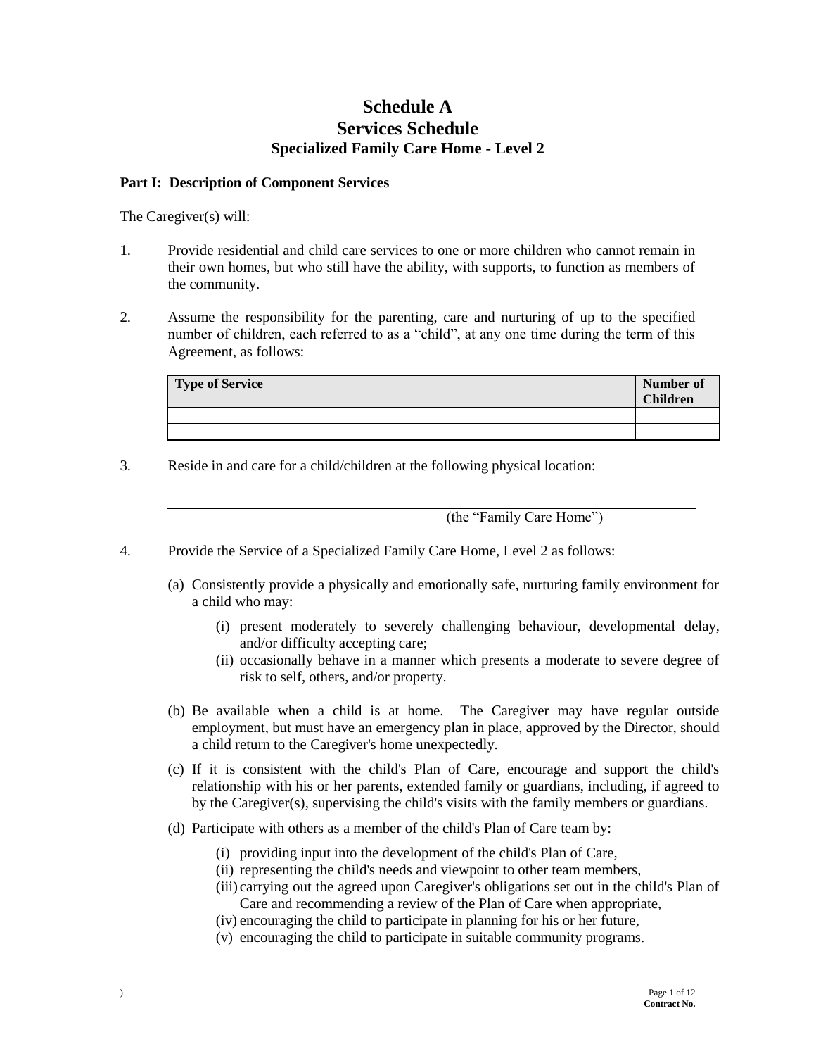# Schedule A
# Services Schedule
## Specialized Family Care Home - Level 2

**Part I: Description of Component Services**

The Caregiver(s) will:

1. Provide residential and child care services to one or more children who cannot remain in their own homes, but who still have the ability, with supports, to function as members of the community.

2. Assume the responsibility for the parenting, care and nurturing of up to the specified number of children, each referred to as a "child", at any one time during the term of this Agreement, as follows:

| Type of Service | Number of Children |
|---|---|
| | |
| | |

3. Reside in and care for a child/children at the following physical location:

_______________________________________________
(the "Family Care Home")

4. Provide the Service of a Specialized Family Care Home, Level 2 as follows:

   (a) Consistently provide a physically and emotionally safe, nurturing family environment for a child who may:

      (i) present moderately to severely challenging behaviour, developmental delay, and/or difficulty accepting care;
      (ii) occasionally behave in a manner which presents a moderate to severe degree of risk to self, others, and/or property.

   (b) Be available when a child is at home. The Caregiver may have regular outside employment, but must have an emergency plan in place, approved by the Director, should a child return to the Caregiver's home unexpectedly.

   (c) If it is consistent with the child's Plan of Care, encourage and support the child's relationship with his or her parents, extended family or guardians, including, if agreed to by the Caregiver(s), supervising the child's visits with the family members or guardians.

   (d) Participate with others as a member of the child's Plan of Care team by:

      (i) providing input into the development of the child's Plan of Care,
      (ii) representing the child's needs and viewpoint to other team members,
      (iii) carrying out the agreed upon Caregiver's obligations set out in the child's Plan of Care and recommending a review of the Plan of Care when appropriate,
      (iv) encouraging the child to participate in planning for his or her future,
      (v) encouraging the child to participate in suitable community programs.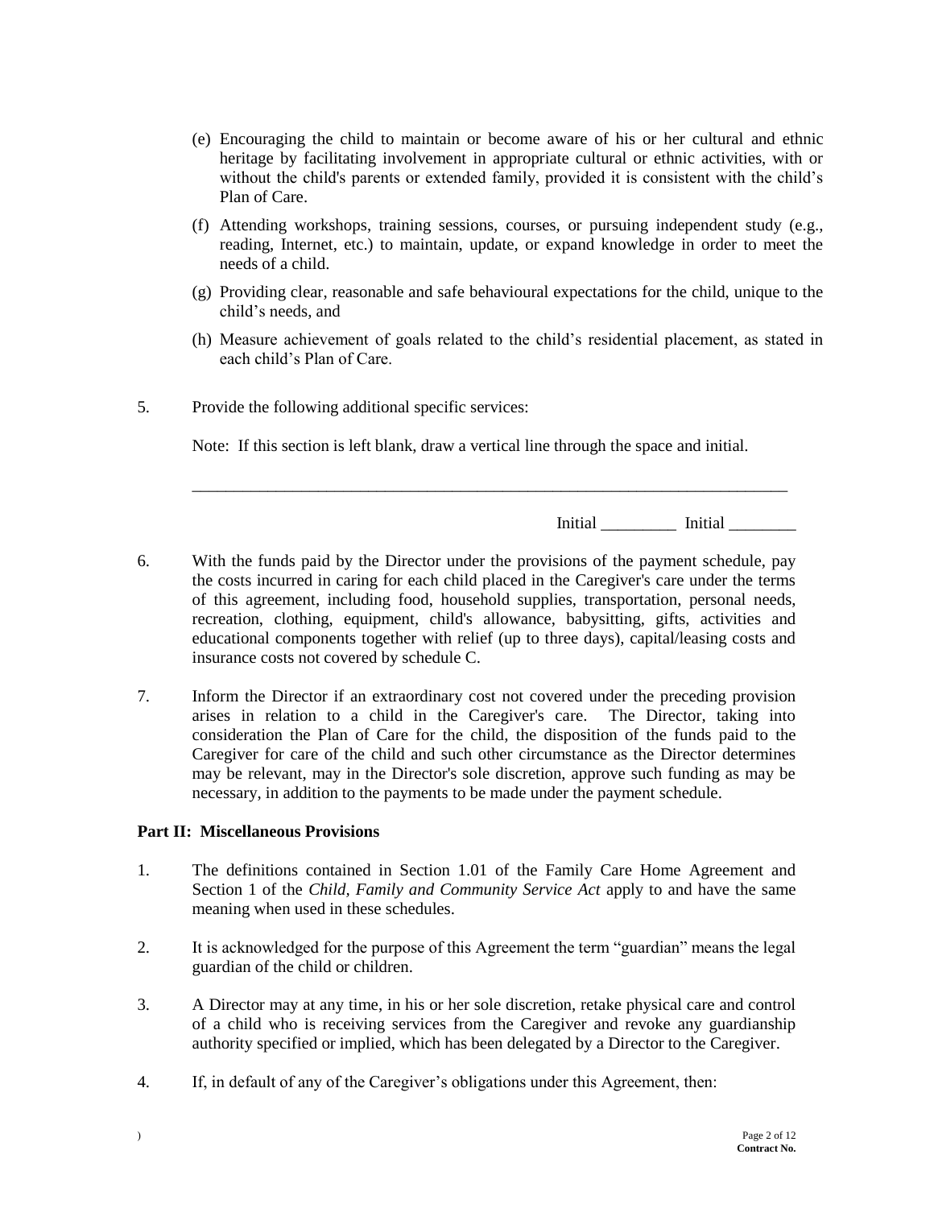(e) Encouraging the child to maintain or become aware of his or her cultural and ethnic heritage by facilitating involvement in appropriate cultural or ethnic activities, with or without the child's parents or extended family, provided it is consistent with the child's Plan of Care.

(f) Attending workshops, training sessions, courses, or pursuing independent study (e.g., reading, Internet, etc.) to maintain, update, or expand knowledge in order to meet the needs of a child.

(g) Providing clear, reasonable and safe behavioural expectations for the child, unique to the child's needs, and

(h) Measure achievement of goals related to the child's residential placement, as stated in each child's Plan of Care.

5. Provide the following additional specific services:

   Note: If this section is left blank, draw a vertical line through the space and initial.

   ___________________________________________________________________________

   Initial _________ Initial ________

6. With the funds paid by the Director under the provisions of the payment schedule, pay the costs incurred in caring for each child placed in the Caregiver's care under the terms of this agreement, including food, household supplies, transportation, personal needs, recreation, clothing, equipment, child's allowance, babysitting, gifts, activities and educational components together with relief (up to three days), capital/leasing costs and insurance costs not covered by schedule C.

7. Inform the Director if an extraordinary cost not covered under the preceding provision arises in relation to a child in the Caregiver's care. The Director, taking into consideration the Plan of Care for the child, the disposition of the funds paid to the Caregiver for care of the child and such other circumstance as the Director determines may be relevant, may in the Director's sole discretion, approve such funding as may be necessary, in addition to the payments to be made under the payment schedule.

**Part II: Miscellaneous Provisions**

1. The definitions contained in Section 1.01 of the Family Care Home Agreement and Section 1 of the *Child, Family and Community Service Act* apply to and have the same meaning when used in these schedules.

2. It is acknowledged for the purpose of this Agreement the term "guardian" means the legal guardian of the child or children.

3. A Director may at any time, in his or her sole discretion, retake physical care and control of a child who is receiving services from the Caregiver and revoke any guardianship authority specified or implied, which has been delegated by a Director to the Caregiver.

4. If, in default of any of the Caregiver's obligations under this Agreement, then: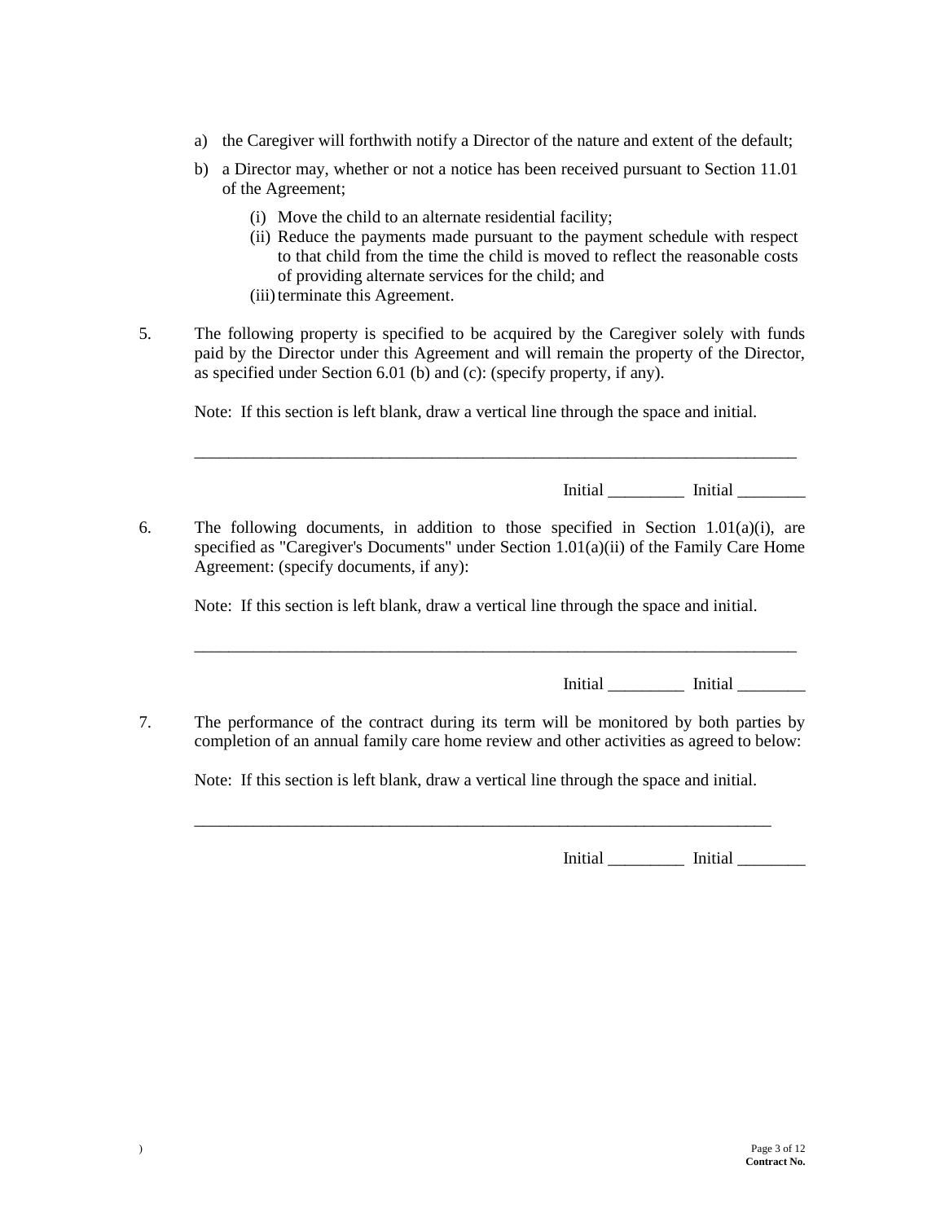a) the Caregiver will forthwith notify a Director of the nature and extent of the default;

b) a Director may, whether or not a notice has been received pursuant to Section 11.01 of the Agreement;

   (i) Move the child to an alternate residential facility;
   (ii) Reduce the payments made pursuant to the payment schedule with respect to that child from the time the child is moved to reflect the reasonable costs of providing alternate services for the child; and
   (iii) terminate this Agreement.

5. The following property is specified to be acquired by the Caregiver solely with funds paid by the Director under this Agreement and will remain the property of the Director, as specified under Section 6.01 (b) and (c): (specify property, if any).

   Note: If this section is left blank, draw a vertical line through the space and initial.

   ___________________________________________________________________________

   Initial _________ Initial ________

6. The following documents, in addition to those specified in Section 1.01(a)(i), are specified as "Caregiver's Documents" under Section 1.01(a)(ii) of the Family Care Home Agreement: (specify documents, if any):

   Note: If this section is left blank, draw a vertical line through the space and initial.

   ___________________________________________________________________________

   Initial _________ Initial ________

7. The performance of the contract during its term will be monitored by both parties by completion of an annual family care home review and other activities as agreed to below:

   Note: If this section is left blank, draw a vertical line through the space and initial.

   ________________________________________________________________________

   Initial _________ Initial ________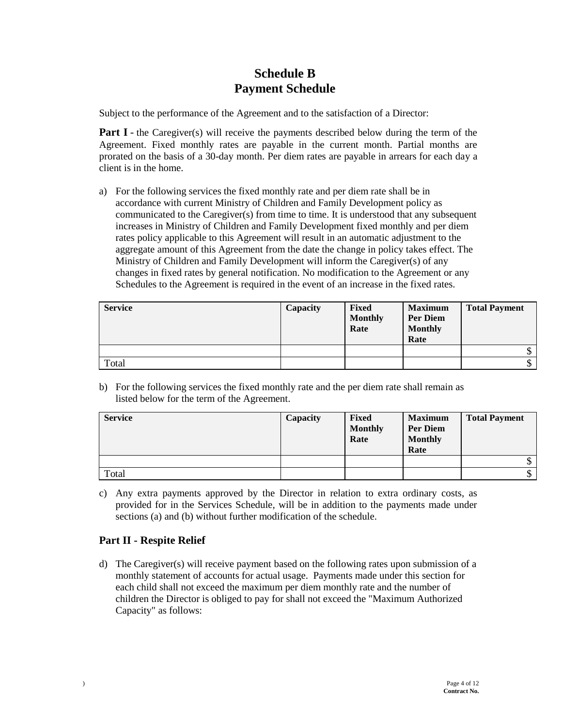# Schedule B
# Payment Schedule

Subject to the performance of the Agreement and to the satisfaction of a Director:

**Part I** - the Caregiver(s) will receive the payments described below during the term of the Agreement. Fixed monthly rates are payable in the current month. Partial months are prorated on the basis of a 30-day month. Per diem rates are payable in arrears for each day a client is in the home.

a) For the following services the fixed monthly rate and per diem rate shall be in accordance with current Ministry of Children and Family Development policy as communicated to the Caregiver(s) from time to time. It is understood that any subsequent increases in Ministry of Children and Family Development fixed monthly and per diem rates policy applicable to this Agreement will result in an automatic adjustment to the aggregate amount of this Agreement from the date the change in policy takes effect. The Ministry of Children and Family Development will inform the Caregiver(s) of any changes in fixed rates by general notification. No modification to the Agreement or any Schedules to the Agreement is required in the event of an increase in the fixed rates.

| Service | Capacity | Fixed Monthly Rate | Maximum Per Diem Monthly Rate | Total Payment |
|---|---|---|---|---|
| | | | | $ |
| Total | | | | $ |

b) For the following services the fixed monthly rate and the per diem rate shall remain as listed below for the term of the Agreement.

| Service | Capacity | Fixed Monthly Rate | Maximum Per Diem Monthly Rate | Total Payment |
|---|---|---|---|---|
| | | | | $ |
| Total | | | | $ |

c) Any extra payments approved by the Director in relation to extra ordinary costs, as provided for in the Services Schedule, will be in addition to the payments made under sections (a) and (b) without further modification of the schedule.

## Part II - Respite Relief

d) The Caregiver(s) will receive payment based on the following rates upon submission of a monthly statement of accounts for actual usage. Payments made under this section for each child shall not exceed the maximum per diem monthly rate and the number of children the Director is obliged to pay for shall not exceed the "Maximum Authorized Capacity" as follows: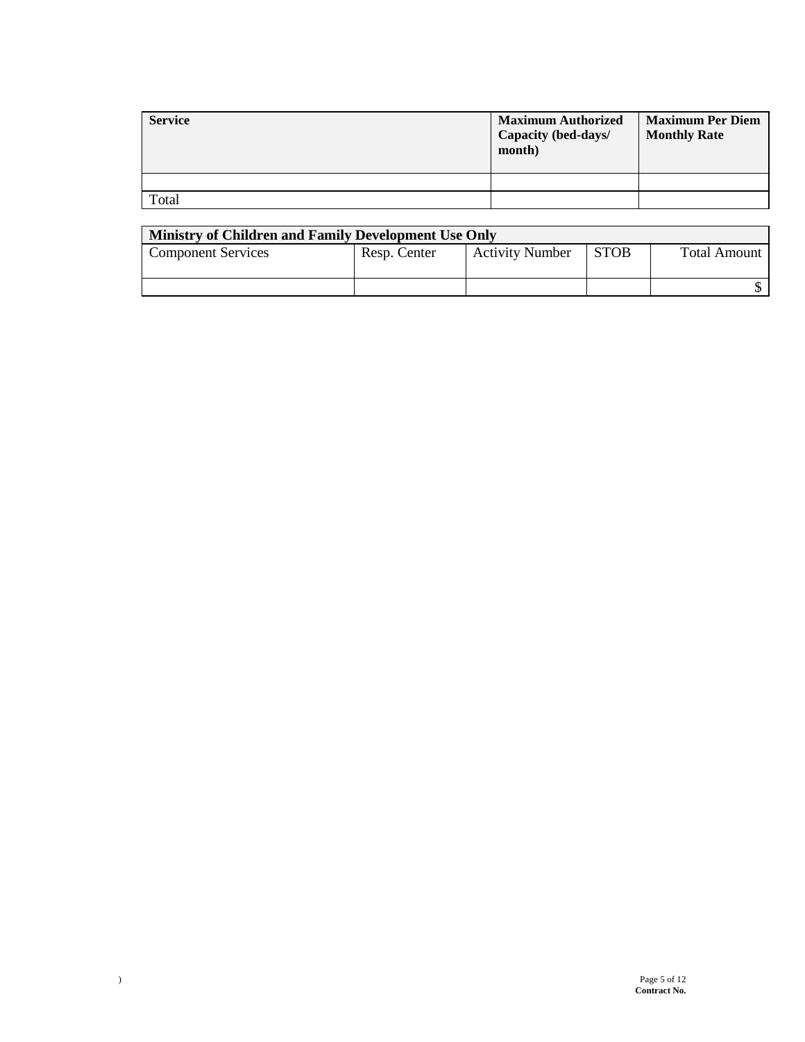| Service | Maximum Authorized Capacity (bed-days/ month) | Maximum Per Diem Monthly Rate |
|---|---|---|
| | | |
| Total | | |

| Ministry of Children and Family Development Use Only | | | | |
|---|---|---|---|---|
| Component Services | Resp. Center | Activity Number | STOB | Total Amount |
| | | | | $ |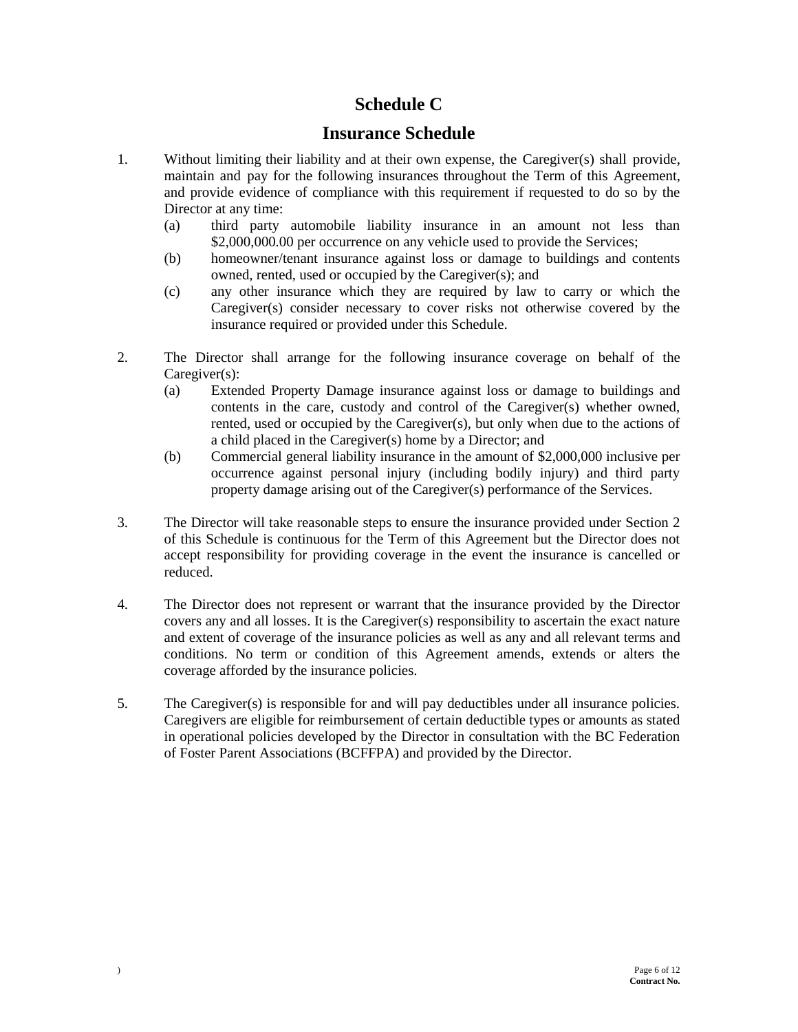# Schedule C

## Insurance Schedule

1. Without limiting their liability and at their own expense, the Caregiver(s) shall provide, maintain and pay for the following insurances throughout the Term of this Agreement, and provide evidence of compliance with this requirement if requested to do so by the Director at any time:
   (a) third party automobile liability insurance in an amount not less than $2,000,000.00 per occurrence on any vehicle used to provide the Services;
   (b) homeowner/tenant insurance against loss or damage to buildings and contents owned, rented, used or occupied by the Caregiver(s); and
   (c) any other insurance which they are required by law to carry or which the Caregiver(s) consider necessary to cover risks not otherwise covered by the insurance required or provided under this Schedule.

2. The Director shall arrange for the following insurance coverage on behalf of the Caregiver(s):
   (a) Extended Property Damage insurance against loss or damage to buildings and contents in the care, custody and control of the Caregiver(s) whether owned, rented, used or occupied by the Caregiver(s), but only when due to the actions of a child placed in the Caregiver(s) home by a Director; and
   (b) Commercial general liability insurance in the amount of $2,000,000 inclusive per occurrence against personal injury (including bodily injury) and third party property damage arising out of the Caregiver(s) performance of the Services.

3. The Director will take reasonable steps to ensure the insurance provided under Section 2 of this Schedule is continuous for the Term of this Agreement but the Director does not accept responsibility for providing coverage in the event the insurance is cancelled or reduced.

4. The Director does not represent or warrant that the insurance provided by the Director covers any and all losses. It is the Caregiver(s) responsibility to ascertain the exact nature and extent of coverage of the insurance policies as well as any and all relevant terms and conditions. No term or condition of this Agreement amends, extends or alters the coverage afforded by the insurance policies.

5. The Caregiver(s) is responsible for and will pay deductibles under all insurance policies. Caregivers are eligible for reimbursement of certain deductible types or amounts as stated in operational policies developed by the Director in consultation with the BC Federation of Foster Parent Associations (BCFFPA) and provided by the Director.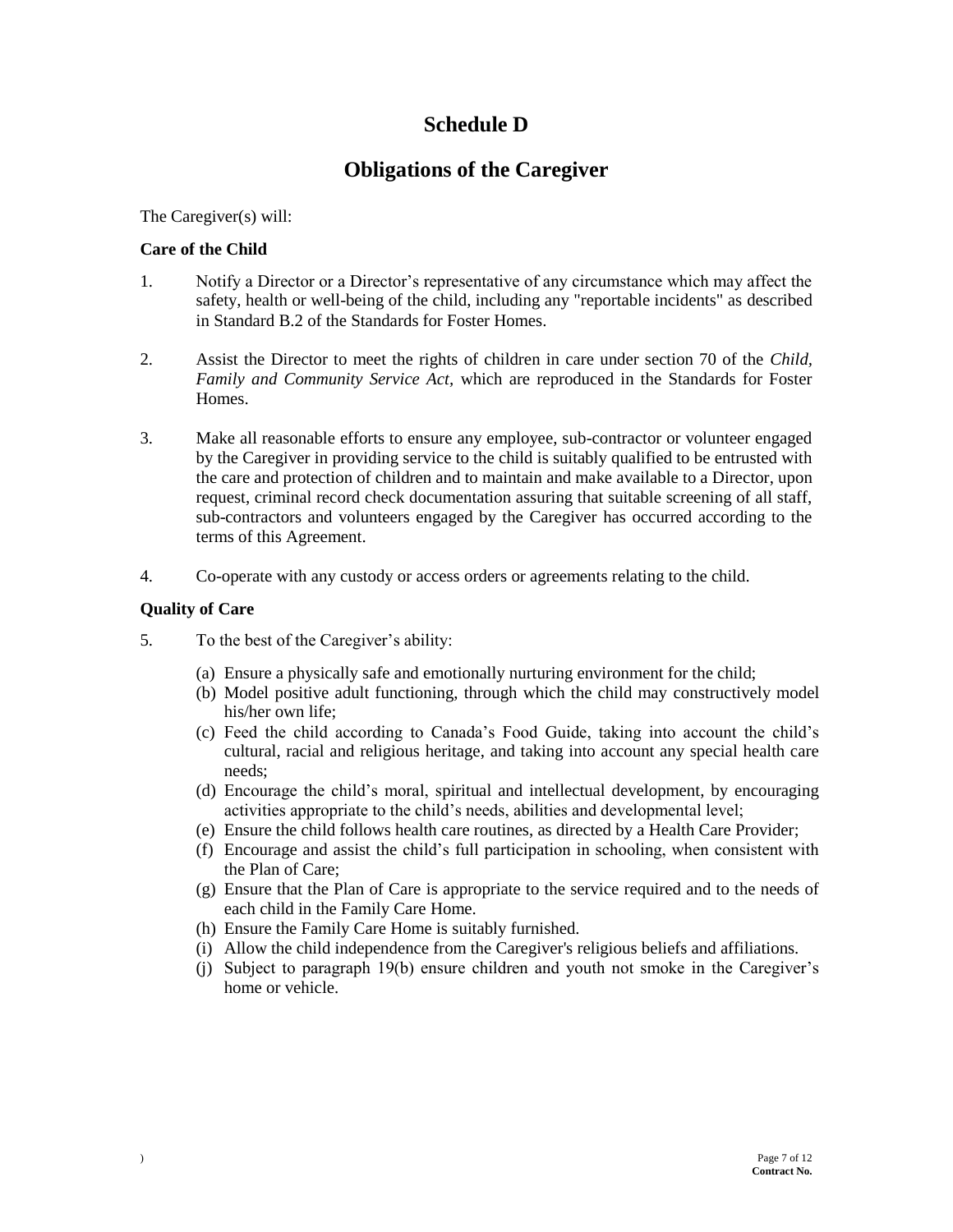# Schedule D

## Obligations of the Caregiver

The Caregiver(s) will:

**Care of the Child**

1. Notify a Director or a Director's representative of any circumstance which may affect the safety, health or well-being of the child, including any "reportable incidents" as described in Standard B.2 of the Standards for Foster Homes.

2. Assist the Director to meet the rights of children in care under section 70 of the *Child, Family and Community Service Act*, which are reproduced in the Standards for Foster Homes.

3. Make all reasonable efforts to ensure any employee, sub-contractor or volunteer engaged by the Caregiver in providing service to the child is suitably qualified to be entrusted with the care and protection of children and to maintain and make available to a Director, upon request, criminal record check documentation assuring that suitable screening of all staff, sub-contractors and volunteers engaged by the Caregiver has occurred according to the terms of this Agreement.

4. Co-operate with any custody or access orders or agreements relating to the child.

**Quality of Care**

5. To the best of the Caregiver's ability:

   (a) Ensure a physically safe and emotionally nurturing environment for the child;
   (b) Model positive adult functioning, through which the child may constructively model his/her own life;
   (c) Feed the child according to Canada's Food Guide, taking into account the child's cultural, racial and religious heritage, and taking into account any special health care needs;
   (d) Encourage the child's moral, spiritual and intellectual development, by encouraging activities appropriate to the child's needs, abilities and developmental level;
   (e) Ensure the child follows health care routines, as directed by a Health Care Provider;
   (f) Encourage and assist the child's full participation in schooling, when consistent with the Plan of Care;
   (g) Ensure that the Plan of Care is appropriate to the service required and to the needs of each child in the Family Care Home.
   (h) Ensure the Family Care Home is suitably furnished.
   (i) Allow the child independence from the Caregiver's religious beliefs and affiliations.
   (j) Subject to paragraph 19(b) ensure children and youth not smoke in the Caregiver's home or vehicle.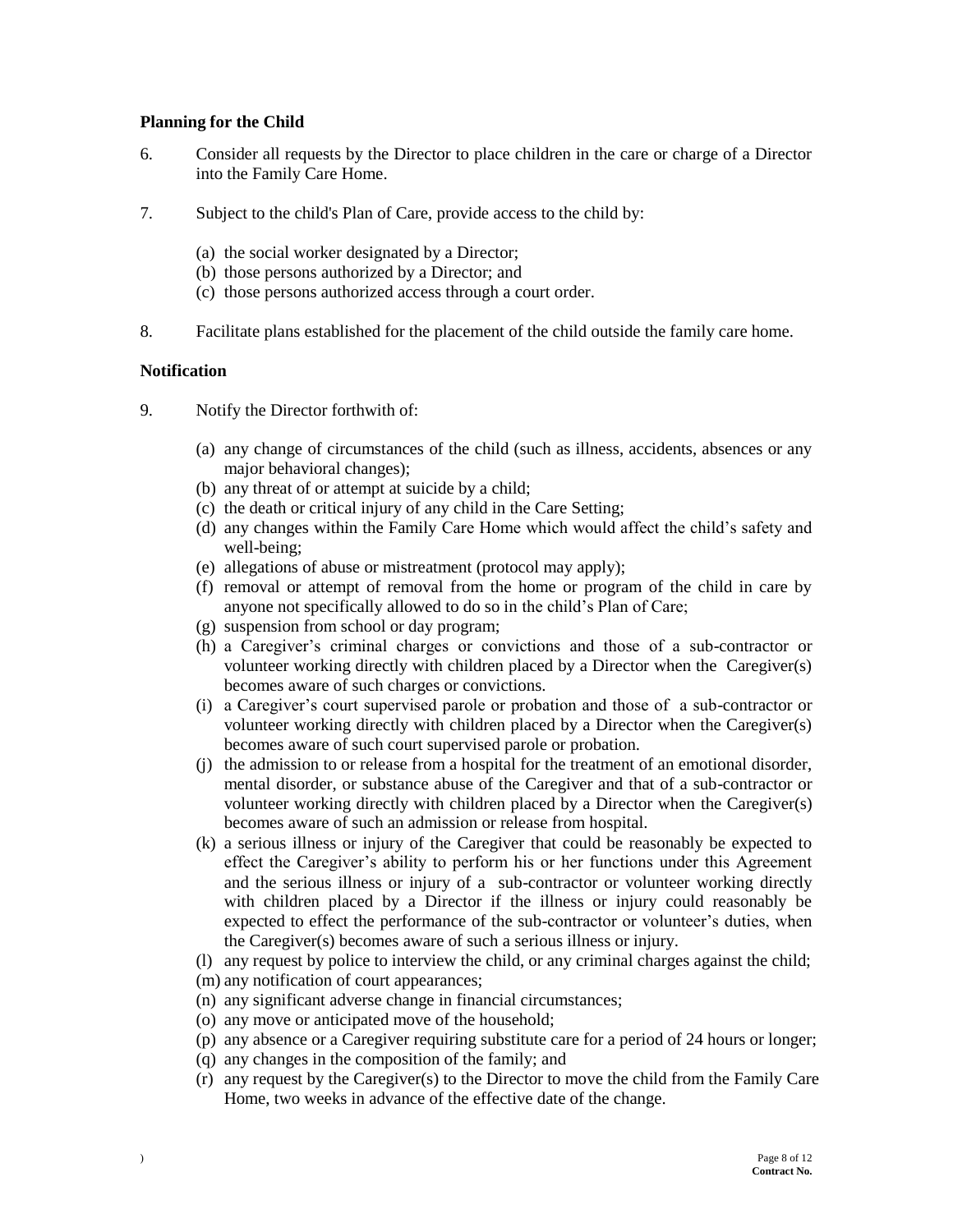**Planning for the Child**

6. Consider all requests by the Director to place children in the care or charge of a Director into the Family Care Home.

7. Subject to the child's Plan of Care, provide access to the child by:

   (a) the social worker designated by a Director;
   (b) those persons authorized by a Director; and
   (c) those persons authorized access through a court order.

8. Facilitate plans established for the placement of the child outside the family care home.

**Notification**

9. Notify the Director forthwith of:

   (a) any change of circumstances of the child (such as illness, accidents, absences or any major behavioral changes);
   (b) any threat of or attempt at suicide by a child;
   (c) the death or critical injury of any child in the Care Setting;
   (d) any changes within the Family Care Home which would affect the child's safety and well-being;
   (e) allegations of abuse or mistreatment (protocol may apply);
   (f) removal or attempt of removal from the home or program of the child in care by anyone not specifically allowed to do so in the child's Plan of Care;
   (g) suspension from school or day program;
   (h) a Caregiver's criminal charges or convictions and those of a sub-contractor or volunteer working directly with children placed by a Director when the Caregiver(s) becomes aware of such charges or convictions.
   (i) a Caregiver's court supervised parole or probation and those of a sub-contractor or volunteer working directly with children placed by a Director when the Caregiver(s) becomes aware of such court supervised parole or probation.
   (j) the admission to or release from a hospital for the treatment of an emotional disorder, mental disorder, or substance abuse of the Caregiver and that of a sub-contractor or volunteer working directly with children placed by a Director when the Caregiver(s) becomes aware of such an admission or release from hospital.
   (k) a serious illness or injury of the Caregiver that could be reasonably be expected to effect the Caregiver's ability to perform his or her functions under this Agreement and the serious illness or injury of a sub-contractor or volunteer working directly with children placed by a Director if the illness or injury could reasonably be expected to effect the performance of the sub-contractor or volunteer's duties, when the Caregiver(s) becomes aware of such a serious illness or injury.
   (l) any request by police to interview the child, or any criminal charges against the child;
   (m) any notification of court appearances;
   (n) any significant adverse change in financial circumstances;
   (o) any move or anticipated move of the household;
   (p) any absence or a Caregiver requiring substitute care for a period of 24 hours or longer;
   (q) any changes in the composition of the family; and
   (r) any request by the Caregiver(s) to the Director to move the child from the Family Care Home, two weeks in advance of the effective date of the change.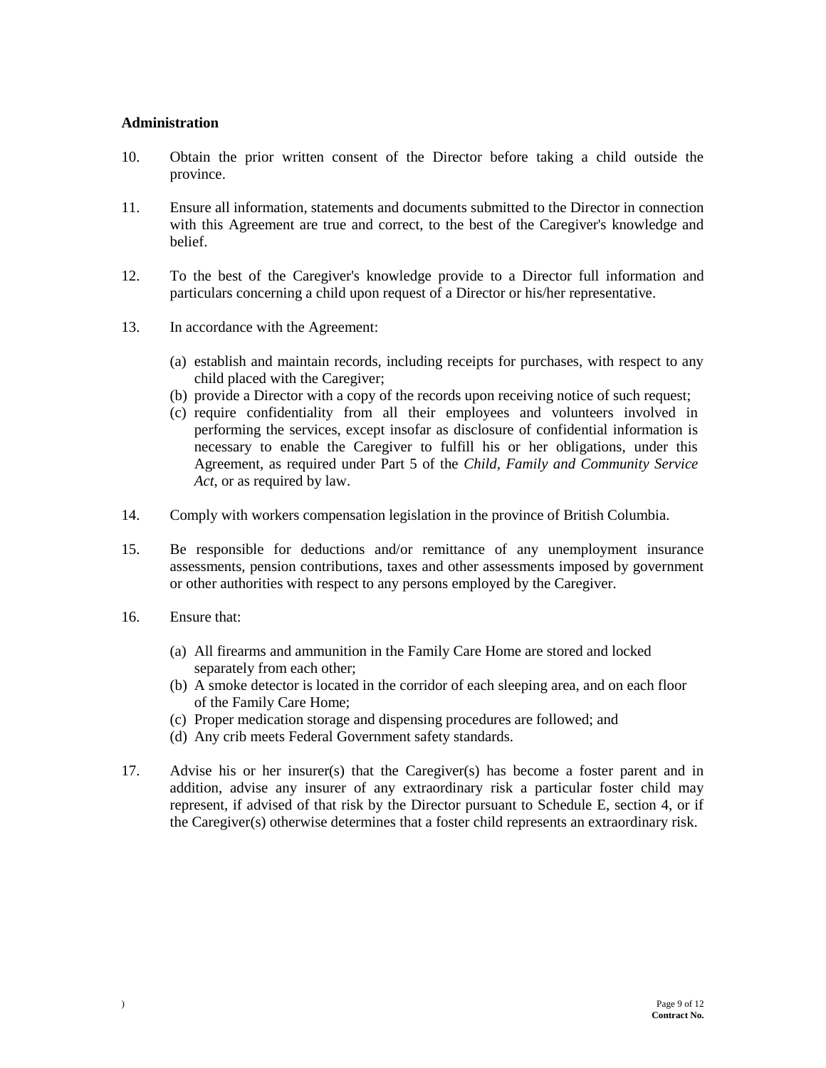**Administration**

10. Obtain the prior written consent of the Director before taking a child outside the province.

11. Ensure all information, statements and documents submitted to the Director in connection with this Agreement are true and correct, to the best of the Caregiver's knowledge and belief.

12. To the best of the Caregiver's knowledge provide to a Director full information and particulars concerning a child upon request of a Director or his/her representative.

13. In accordance with the Agreement:

    (a) establish and maintain records, including receipts for purchases, with respect to any child placed with the Caregiver;
    (b) provide a Director with a copy of the records upon receiving notice of such request;
    (c) require confidentiality from all their employees and volunteers involved in performing the services, except insofar as disclosure of confidential information is necessary to enable the Caregiver to fulfill his or her obligations, under this Agreement, as required under Part 5 of the *Child, Family and Community Service Act*, or as required by law.

14. Comply with workers compensation legislation in the province of British Columbia.

15. Be responsible for deductions and/or remittance of any unemployment insurance assessments, pension contributions, taxes and other assessments imposed by government or other authorities with respect to any persons employed by the Caregiver.

16. Ensure that:

    (a) All firearms and ammunition in the Family Care Home are stored and locked separately from each other;
    (b) A smoke detector is located in the corridor of each sleeping area, and on each floor of the Family Care Home;
    (c) Proper medication storage and dispensing procedures are followed; and
    (d) Any crib meets Federal Government safety standards.

17. Advise his or her insurer(s) that the Caregiver(s) has become a foster parent and in addition, advise any insurer of any extraordinary risk a particular foster child may represent, if advised of that risk by the Director pursuant to Schedule E, section 4, or if the Caregiver(s) otherwise determines that a foster child represents an extraordinary risk.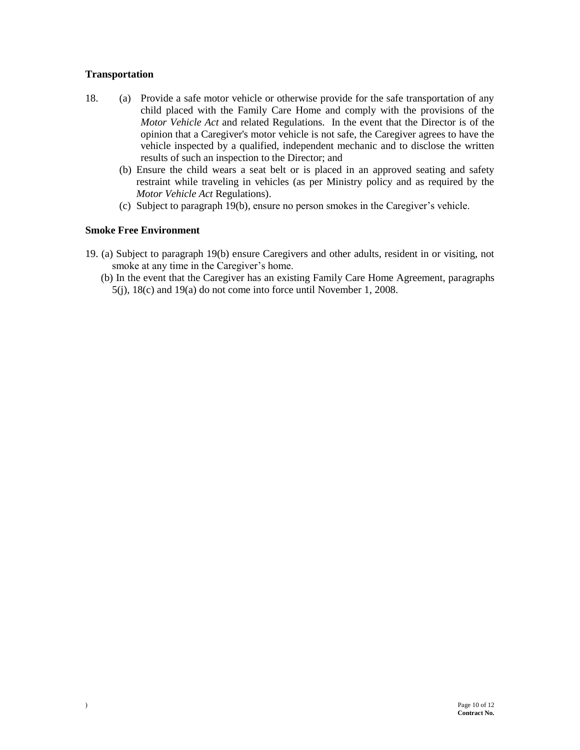**Transportation**

18. (a) Provide a safe motor vehicle or otherwise provide for the safe transportation of any child placed with the Family Care Home and comply with the provisions of the *Motor Vehicle Act* and related Regulations. In the event that the Director is of the opinion that a Caregiver's motor vehicle is not safe, the Caregiver agrees to have the vehicle inspected by a qualified, independent mechanic and to disclose the written results of such an inspection to the Director; and

    (b) Ensure the child wears a seat belt or is placed in an approved seating and safety restraint while traveling in vehicles (as per Ministry policy and as required by the *Motor Vehicle Act* Regulations).

    (c) Subject to paragraph 19(b), ensure no person smokes in the Caregiver's vehicle.

**Smoke Free Environment**

19. (a) Subject to paragraph 19(b) ensure Caregivers and other adults, resident in or visiting, not smoke at any time in the Caregiver's home.

    (b) In the event that the Caregiver has an existing Family Care Home Agreement, paragraphs 5(j), 18(c) and 19(a) do not come into force until November 1, 2008.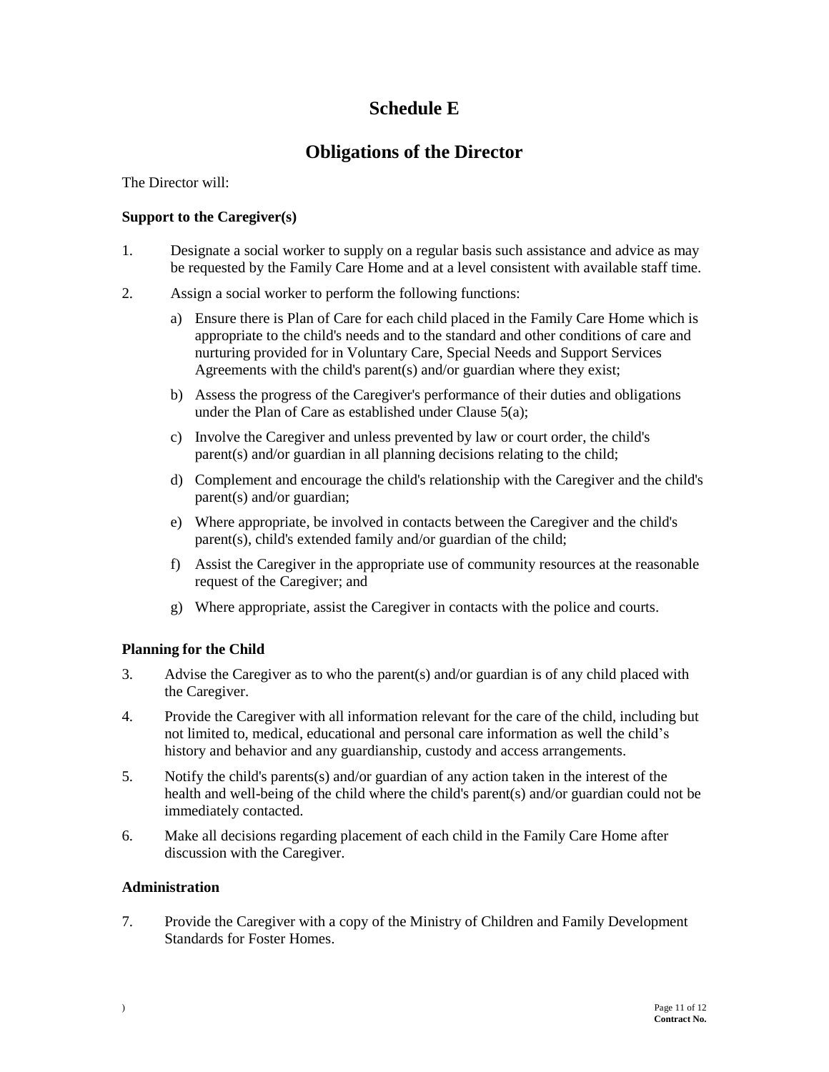# Schedule E

## Obligations of the Director

The Director will:

**Support to the Caregiver(s)**

1. Designate a social worker to supply on a regular basis such assistance and advice as may be requested by the Family Care Home and at a level consistent with available staff time.

2. Assign a social worker to perform the following functions:

   a) Ensure there is Plan of Care for each child placed in the Family Care Home which is appropriate to the child's needs and to the standard and other conditions of care and nurturing provided for in Voluntary Care, Special Needs and Support Services Agreements with the child's parent(s) and/or guardian where they exist;

   b) Assess the progress of the Caregiver's performance of their duties and obligations under the Plan of Care as established under Clause 5(a);

   c) Involve the Caregiver and unless prevented by law or court order, the child's parent(s) and/or guardian in all planning decisions relating to the child;

   d) Complement and encourage the child's relationship with the Caregiver and the child's parent(s) and/or guardian;

   e) Where appropriate, be involved in contacts between the Caregiver and the child's parent(s), child's extended family and/or guardian of the child;

   f) Assist the Caregiver in the appropriate use of community resources at the reasonable request of the Caregiver; and

   g) Where appropriate, assist the Caregiver in contacts with the police and courts.

**Planning for the Child**

3. Advise the Caregiver as to who the parent(s) and/or guardian is of any child placed with the Caregiver.

4. Provide the Caregiver with all information relevant for the care of the child, including but not limited to, medical, educational and personal care information as well the child's history and behavior and any guardianship, custody and access arrangements.

5. Notify the child's parents(s) and/or guardian of any action taken in the interest of the health and well-being of the child where the child's parent(s) and/or guardian could not be immediately contacted.

6. Make all decisions regarding placement of each child in the Family Care Home after discussion with the Caregiver.

**Administration**

7. Provide the Caregiver with a copy of the Ministry of Children and Family Development Standards for Foster Homes.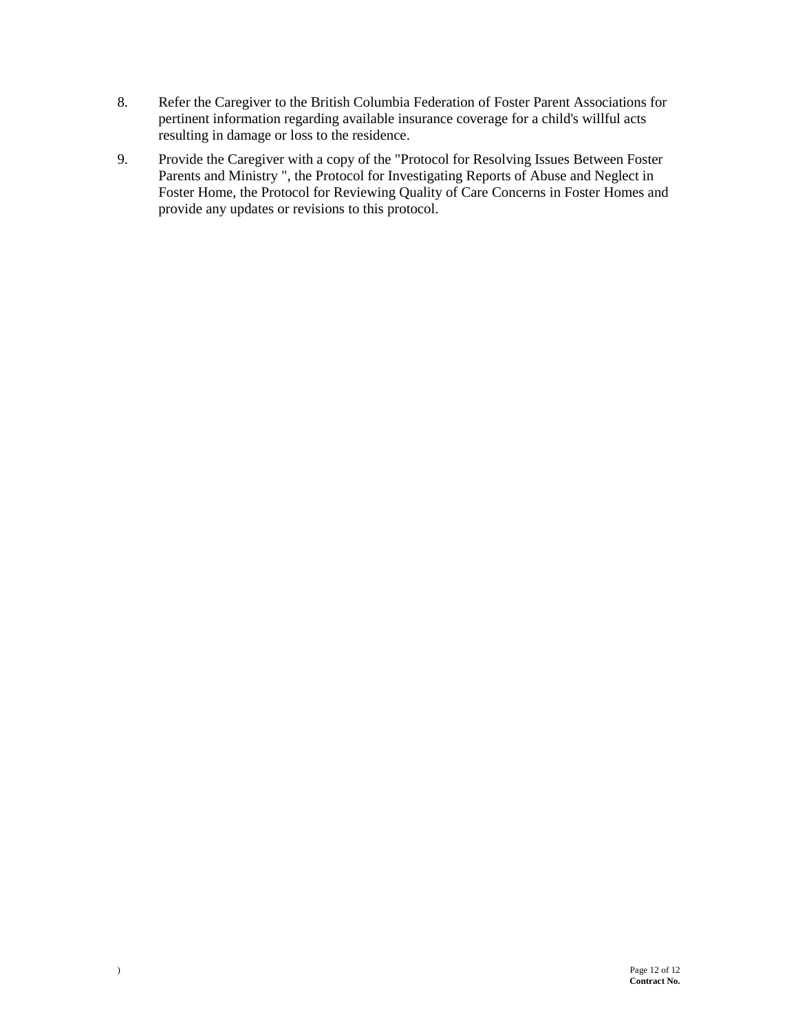8. Refer the Caregiver to the British Columbia Federation of Foster Parent Associations for pertinent information regarding available insurance coverage for a child's willful acts resulting in damage or loss to the residence.

9. Provide the Caregiver with a copy of the "Protocol for Resolving Issues Between Foster Parents and Ministry ", the Protocol for Investigating Reports of Abuse and Neglect in Foster Home, the Protocol for Reviewing Quality of Care Concerns in Foster Homes and provide any updates or revisions to this protocol.